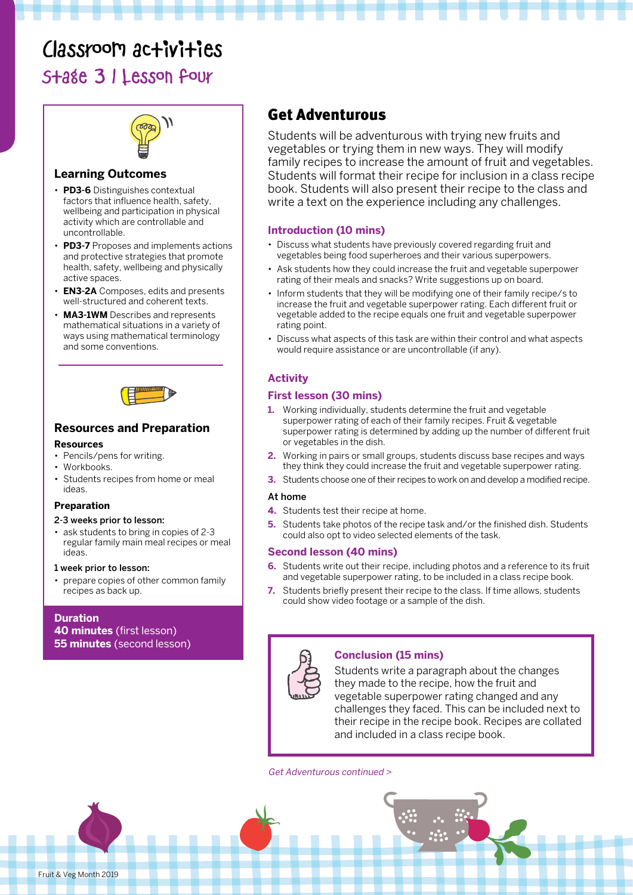# Classroom activities

## Stage 3 | Lesson four

### Learning Outcomes

- **PD3-6** Distinguishes contextual factors that influence health, safety, wellbeing and participation in physical activity which are controllable and uncontrollable.
- **PD3-7** Proposes and implements actions and protective strategies that promote health, safety, wellbeing and physically active spaces.
- **EN3-2A** Composes, edits and presents well-structured and coherent texts.
- **MA3-1WM** Describes and represents mathematical situations in a variety of ways using mathematical terminology and some conventions.

### Resources and Preparation

**Resources**

- Pencils/pens for writing.
- Workbooks.
- Students recipes from home or meal ideas.

**Preparation**

2-3 weeks prior to lesson:

- ask students to bring in copies of 2-3 regular family main meal recipes or meal ideas.

1 week prior to lesson:

- prepare copies of other common family recipes as back up.

**Duration**

**40 minutes** (first lesson)
**55 minutes** (second lesson)

## Get Adventurous

Students will be adventurous with trying new fruits and vegetables or trying them in new ways. They will modify family recipes to increase the amount of fruit and vegetables. Students will format their recipe for inclusion in a class recipe book. Students will also present their recipe to the class and write a text on the experience including any challenges.

### Introduction (10 mins)

- Discuss what students have previously covered regarding fruit and vegetables being food superheroes and their various superpowers.
- Ask students how they could increase the fruit and vegetable superpower rating of their meals and snacks? Write suggestions up on board.
- Inform students that they will be modifying one of their family recipe/s to increase the fruit and vegetable superpower rating. Each different fruit or vegetable added to the recipe equals one fruit and vegetable superpower rating point.
- Discuss what aspects of this task are within their control and what aspects would require assistance or are uncontrollable (if any).

### Activity

#### First lesson (30 mins)

1. Working individually, students determine the fruit and vegetable superpower rating of each of their family recipes. Fruit & vegetable superpower rating is determined by adding up the number of different fruit or vegetables in the dish.
2. Working in pairs or small groups, students discuss base recipes and ways they think they could increase the fruit and vegetable superpower rating.
3. Students choose one of their recipes to work on and develop a modified recipe.

**At home**

4. Students test their recipe at home.
5. Students take photos of the recipe task and/or the finished dish. Students could also opt to video selected elements of the task.

#### Second lesson (40 mins)

6. Students write out their recipe, including photos and a reference to its fruit and vegetable superpower rating, to be included in a class recipe book.
7. Students briefly present their recipe to the class. If time allows, students could show video footage or a sample of the dish.

### Conclusion (15 mins)

Students write a paragraph about the changes they made to the recipe, how the fruit and vegetable superpower rating changed and any challenges they faced. This can be included next to their recipe in the recipe book. Recipes are collated and included in a class recipe book.

*Get Adventurous continued >*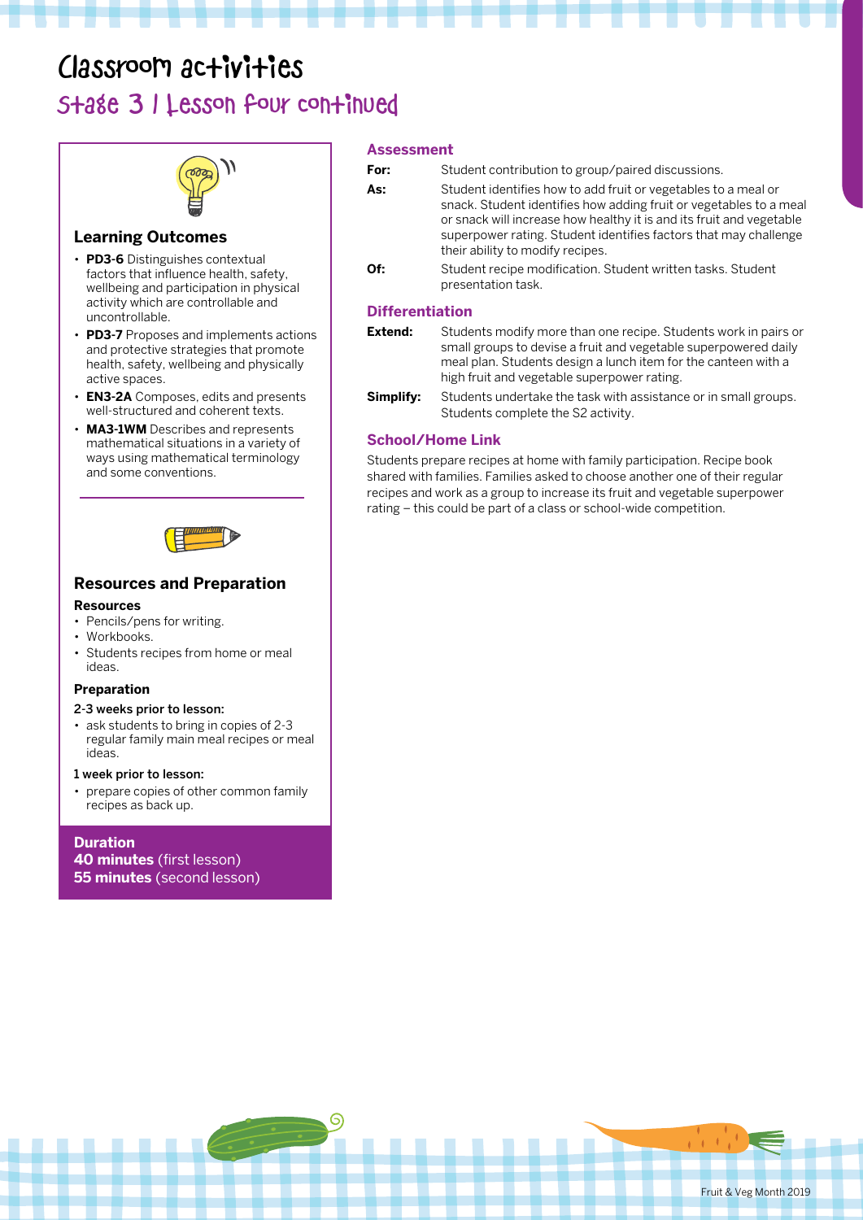# Classroom activities

## Stage 3 | Lesson four continued

### Learning Outcomes

- **PD3-6** Distinguishes contextual factors that influence health, safety, wellbeing and participation in physical activity which are controllable and uncontrollable.
- **PD3-7** Proposes and implements actions and protective strategies that promote health, safety, wellbeing and physically active spaces.
- **EN3-2A** Composes, edits and presents well-structured and coherent texts.
- **MA3-1WM** Describes and represents mathematical situations in a variety of ways using mathematical terminology and some conventions.

### Resources and Preparation

**Resources**

- Pencils/pens for writing.
- Workbooks.
- Students recipes from home or meal ideas.

**Preparation**

2-3 weeks prior to lesson:

- ask students to bring in copies of 2-3 regular family main meal recipes or meal ideas.

1 week prior to lesson:

- prepare copies of other common family recipes as back up.

**Duration**

**40 minutes** (first lesson)
**55 minutes** (second lesson)

### Assessment

**For:** Student contribution to group/paired discussions.

**As:** Student identifies how to add fruit or vegetables to a meal or snack. Student identifies how adding fruit or vegetables to a meal or snack will increase how healthy it is and its fruit and vegetable superpower rating. Student identifies factors that may challenge their ability to modify recipes.

**Of:** Student recipe modification. Student written tasks. Student presentation task.

### Differentiation

**Extend:** Students modify more than one recipe. Students work in pairs or small groups to devise a fruit and vegetable superpowered daily meal plan. Students design a lunch item for the canteen with a high fruit and vegetable superpower rating.

**Simplify:** Students undertake the task with assistance or in small groups. Students complete the S2 activity.

### School/Home Link

Students prepare recipes at home with family participation. Recipe book shared with families. Families asked to choose another one of their regular recipes and work as a group to increase its fruit and vegetable superpower rating – this could be part of a class or school-wide competition.